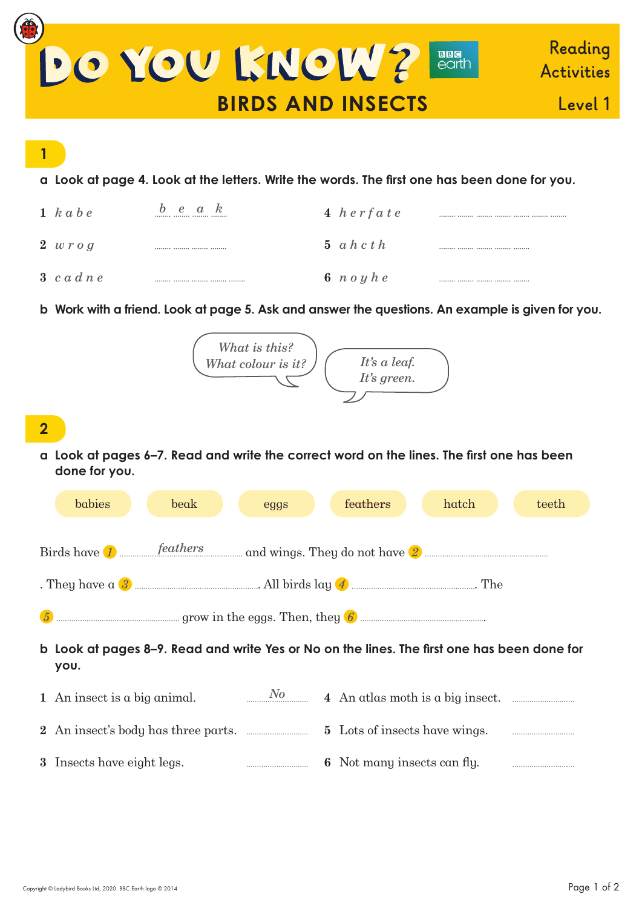# DO YOU KNOW? BIRDS AND INSECTS

Reading Activities

Level 1

## 1

**a Look at page 4. Look at the letters. Write the words. The first one has been done for you.**

1 *k a b e* &nbsp;&nbsp; *b e a k*

2 *w r o g* &nbsp;&nbsp; ....... ....... ....... .......

3 *c a d n e* &nbsp;&nbsp; ....... ....... ....... ....... .......

4 *h e r f a t e* &nbsp;&nbsp; ....... ....... ....... ....... ....... ....... .......

5 *a h c t h* &nbsp;&nbsp; ....... ....... ....... ....... .......

6 *n o y h e* &nbsp;&nbsp; ....... ....... ....... ....... .......

**b Work with a friend. Look at page 5. Ask and answer the questions. An example is given for you.**

*What is this?*
*What colour is it?*

*It's a leaf.*
*It's green.*

## 2

**a Look at pages 6–7. Read and write the correct word on the lines. The first one has been done for you.**

babies | beak | eggs | ~~feathers~~ | hatch | teeth

Birds have (1) *feathers* and wings. They do not have (2) .................... . They have a (3) .................... . All birds lay (4) .................... . The (5) .................... grow in the eggs. Then, they (6) .................... .

**b Look at pages 8–9. Read and write Yes or No on the lines. The first one has been done for you.**

1 An insect is a big animal. &nbsp;&nbsp; *No*

2 An insect's body has three parts. &nbsp;&nbsp; ....................

3 Insects have eight legs. &nbsp;&nbsp; ....................

4 An atlas moth is a big insect. &nbsp;&nbsp; ....................

5 Lots of insects have wings. &nbsp;&nbsp; ....................

6 Not many insects can fly. &nbsp;&nbsp; ....................

Copyright © Ladybird Books Ltd, 2020. BBC Earth logo © 2014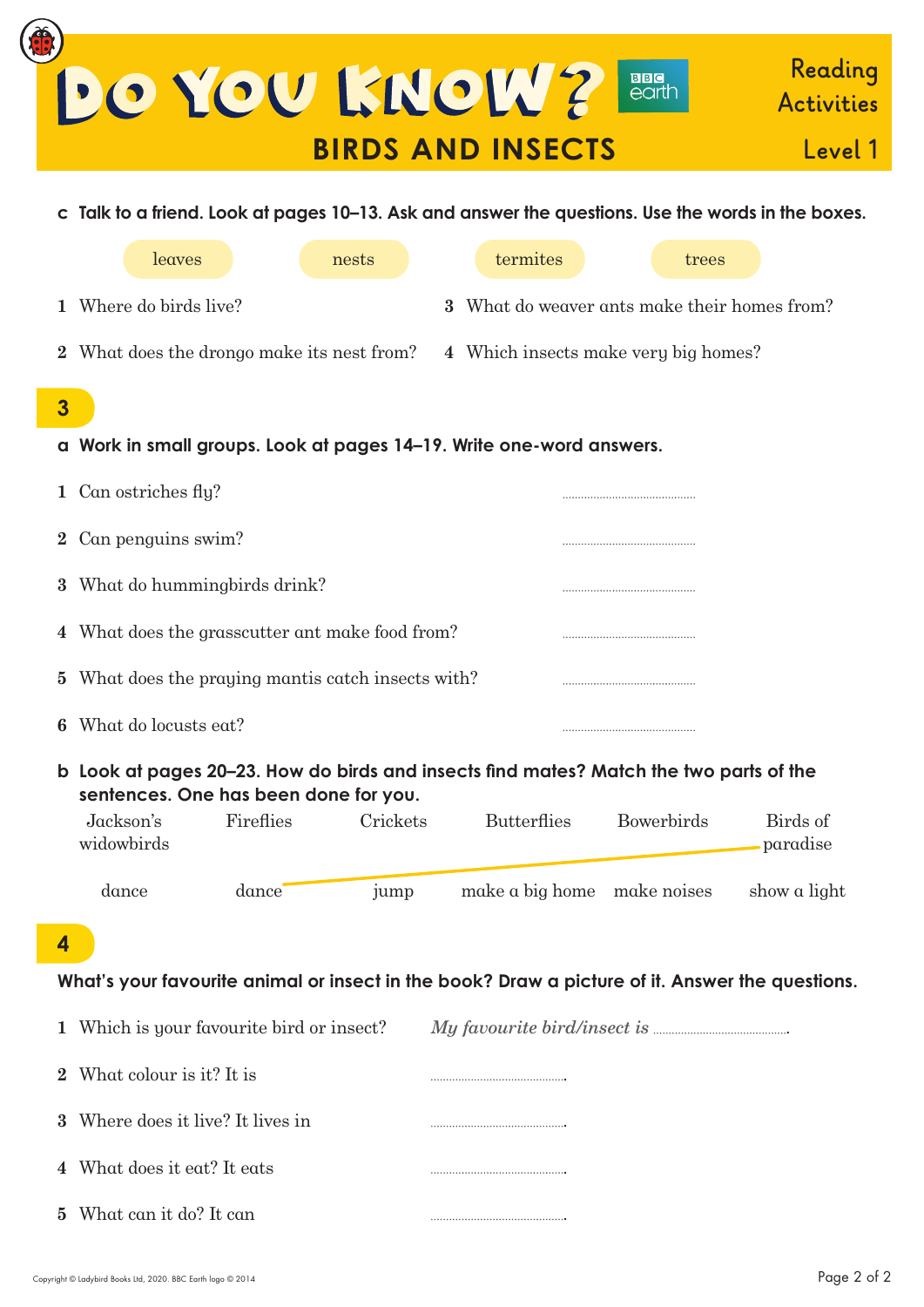# Do You Know? BIRDS AND INSECTS

Reading Activities Level 1

**c Talk to a friend. Look at pages 10–13. Ask and answer the questions. Use the words in the boxes.**

leaves   nests   termites   trees

1 Where do birds live?

2 What does the drongo make its nest from?

3 What do weaver ants make their homes from?

4 Which insects make very big homes?

## 3

**a Work in small groups. Look at pages 14–19. Write one-word answers.**

1 Can ostriches fly? ..........................................

2 Can penguins swim? ..........................................

3 What do hummingbirds drink? ..........................................

4 What does the grasscutter ant make food from? ..........................................

5 What does the praying mantis catch insects with? ..........................................

6 What do locusts eat? ..........................................

**b Look at pages 20–23. How do birds and insects find mates? Match the two parts of the sentences. One has been done for you.**

| | | | | | |
|---|---|---|---|---|---|
| Jackson's widowbirds | Fireflies | Crickets | Butterflies | Bowerbirds | Birds of paradise |
| dance | dance | jump | make a big home | make noises | show a light |

## 4

**What's your favourite animal or insect in the book? Draw a picture of it. Answer the questions.**

1 Which is your favourite bird or insect? *My favourite bird/insect is* ..........................................

2 What colour is it? It is ..........................................

3 Where does it live? It lives in ..........................................

4 What does it eat? It eats ..........................................

5 What can it do? It can ..........................................

Copyright © Ladybird Books Ltd, 2020. BBC Earth logo © 2014